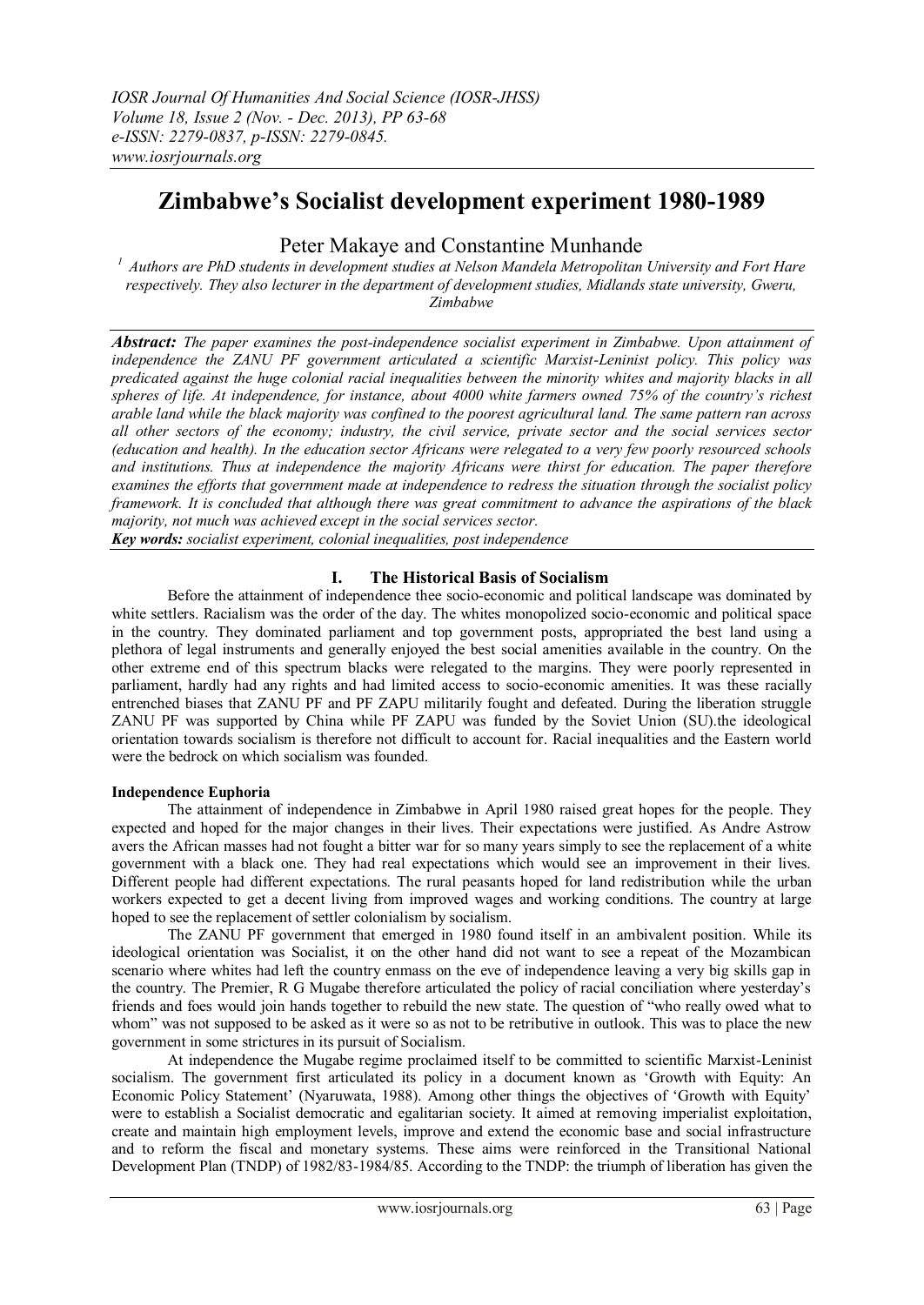# Zimbabwe's Socialist development experiment 1980-1989

Peter Makaye and Constantine Munhande

[1] Authors are PhD students in development studies at Nelson Mandela Metropolitan University and Fort Hare respectively. They also lecturer in the department of development studies, Midlands state university, Gweru, Zimbabwe

***Abstract:*** *The paper examines the post-independence socialist experiment in Zimbabwe. Upon attainment of independence the ZANU PF government articulated a scientific Marxist-Leninist policy. This policy was predicated against the huge colonial racial inequalities between the minority whites and majority blacks in all spheres of life. At independence, for instance, about 4000 white farmers owned 75% of the country's richest arable land while the black majority was confined to the poorest agricultural land. The same pattern ran across all other sectors of the economy; industry, the civil service, private sector and the social services sector (education and health). In the education sector Africans were relegated to a very few poorly resourced schools and institutions. Thus at independence the majority Africans were thirst for education. The paper therefore examines the efforts that government made at independence to redress the situation through the socialist policy framework. It is concluded that although there was great commitment to advance the aspirations of the black majority, not much was achieved except in the social services sector.*

***Key words:*** *socialist experiment, colonial inequalities, post independence*

## I. The Historical Basis of Socialism

Before the attainment of independence thee socio-economic and political landscape was dominated by white settlers. Racialism was the order of the day. The whites monopolized socio-economic and political space in the country. They dominated parliament and top government posts, appropriated the best land using a plethora of legal instruments and generally enjoyed the best social amenities available in the country. On the other extreme end of this spectrum blacks were relegated to the margins. They were poorly represented in parliament, hardly had any rights and had limited access to socio-economic amenities. It was these racially entrenched biases that ZANU PF and PF ZAPU militarily fought and defeated. During the liberation struggle ZANU PF was supported by China while PF ZAPU was funded by the Soviet Union (SU).the ideological orientation towards socialism is therefore not difficult to account for. Racial inequalities and the Eastern world were the bedrock on which socialism was founded.

### Independence Euphoria

The attainment of independence in Zimbabwe in April 1980 raised great hopes for the people. They expected and hoped for the major changes in their lives. Their expectations were justified. As Andre Astrow avers the African masses had not fought a bitter war for so many years simply to see the replacement of a white government with a black one. They had real expectations which would see an improvement in their lives. Different people had different expectations. The rural peasants hoped for land redistribution while the urban workers expected to get a decent living from improved wages and working conditions. The country at large hoped to see the replacement of settler colonialism by socialism.

The ZANU PF government that emerged in 1980 found itself in an ambivalent position. While its ideological orientation was Socialist, it on the other hand did not want to see a repeat of the Mozambican scenario where whites had left the country enmass on the eve of independence leaving a very big skills gap in the country. The Premier, R G Mugabe therefore articulated the policy of racial conciliation where yesterday's friends and foes would join hands together to rebuild the new state. The question of "who really owed what to whom" was not supposed to be asked as it were so as not to be retributive in outlook. This was to place the new government in some strictures in its pursuit of Socialism.

At independence the Mugabe regime proclaimed itself to be committed to scientific Marxist-Leninist socialism. The government first articulated its policy in a document known as 'Growth with Equity: An Economic Policy Statement' (Nyaruwata, 1988). Among other things the objectives of 'Growth with Equity' were to establish a Socialist democratic and egalitarian society. It aimed at removing imperialist exploitation, create and maintain high employment levels, improve and extend the economic base and social infrastructure and to reform the fiscal and monetary systems. These aims were reinforced in the Transitional National Development Plan (TNDP) of 1982/83-1984/85. According to the TNDP: the triumph of liberation has given the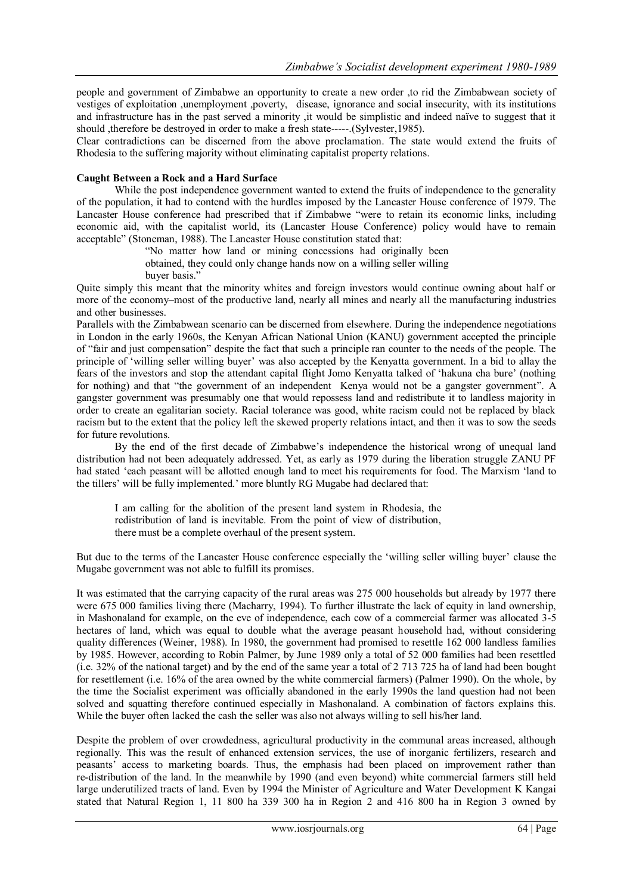people and government of Zimbabwe an opportunity to create a new order ,to rid the Zimbabwean society of vestiges of exploitation ,unemployment ,poverty, disease, ignorance and social insecurity, with its institutions and infrastructure has in the past served a minority ,it would be simplistic and indeed naïve to suggest that it should ,therefore be destroyed in order to make a fresh state-----.(Sylvester,1985).

Clear contradictions can be discerned from the above proclamation. The state would extend the fruits of Rhodesia to the suffering majority without eliminating capitalist property relations.

**Caught Between a Rock and a Hard Surface**

While the post independence government wanted to extend the fruits of independence to the generality of the population, it had to contend with the hurdles imposed by the Lancaster House conference of 1979. The Lancaster House conference had prescribed that if Zimbabwe "were to retain its economic links, including economic aid, with the capitalist world, its (Lancaster House Conference) policy would have to remain acceptable" (Stoneman, 1988). The Lancaster House constitution stated that:

> "No matter how land or mining concessions had originally been obtained, they could only change hands now on a willing seller willing buyer basis."

Quite simply this meant that the minority whites and foreign investors would continue owning about half or more of the economy–most of the productive land, nearly all mines and nearly all the manufacturing industries and other businesses.

Parallels with the Zimbabwean scenario can be discerned from elsewhere. During the independence negotiations in London in the early 1960s, the Kenyan African National Union (KANU) government accepted the principle of "fair and just compensation" despite the fact that such a principle ran counter to the needs of the people. The principle of 'willing seller willing buyer' was also accepted by the Kenyatta government. In a bid to allay the fears of the investors and stop the attendant capital flight Jomo Kenyatta talked of 'hakuna cha bure' (nothing for nothing) and that "the government of an independent Kenya would not be a gangster government". A gangster government was presumably one that would repossess land and redistribute it to landless majority in order to create an egalitarian society. Racial tolerance was good, white racism could not be replaced by black racism but to the extent that the policy left the skewed property relations intact, and then it was to sow the seeds for future revolutions.

By the end of the first decade of Zimbabwe's independence the historical wrong of unequal land distribution had not been adequately addressed. Yet, as early as 1979 during the liberation struggle ZANU PF had stated 'each peasant will be allotted enough land to meet his requirements for food. The Marxism 'land to the tillers' will be fully implemented.' more bluntly RG Mugabe had declared that:

> I am calling for the abolition of the present land system in Rhodesia, the redistribution of land is inevitable. From the point of view of distribution, there must be a complete overhaul of the present system.

But due to the terms of the Lancaster House conference especially the 'willing seller willing buyer' clause the Mugabe government was not able to fulfill its promises.

It was estimated that the carrying capacity of the rural areas was 275 000 households but already by 1977 there were 675 000 families living there (Macharry, 1994). To further illustrate the lack of equity in land ownership, in Mashonaland for example, on the eve of independence, each cow of a commercial farmer was allocated 3-5 hectares of land, which was equal to double what the average peasant household had, without considering quality differences (Weiner, 1988). In 1980, the government had promised to resettle 162 000 landless families by 1985. However, according to Robin Palmer, by June 1989 only a total of 52 000 families had been resettled (i.e. 32% of the national target) and by the end of the same year a total of 2 713 725 ha of land had been bought for resettlement (i.e. 16% of the area owned by the white commercial farmers) (Palmer 1990). On the whole, by the time the Socialist experiment was officially abandoned in the early 1990s the land question had not been solved and squatting therefore continued especially in Mashonaland. A combination of factors explains this. While the buyer often lacked the cash the seller was also not always willing to sell his/her land.

Despite the problem of over crowdedness, agricultural productivity in the communal areas increased, although regionally. This was the result of enhanced extension services, the use of inorganic fertilizers, research and peasants' access to marketing boards. Thus, the emphasis had been placed on improvement rather than re-distribution of the land. In the meanwhile by 1990 (and even beyond) white commercial farmers still held large underutilized tracts of land. Even by 1994 the Minister of Agriculture and Water Development K Kangai stated that Natural Region 1, 11 800 ha 339 300 ha in Region 2 and 416 800 ha in Region 3 owned by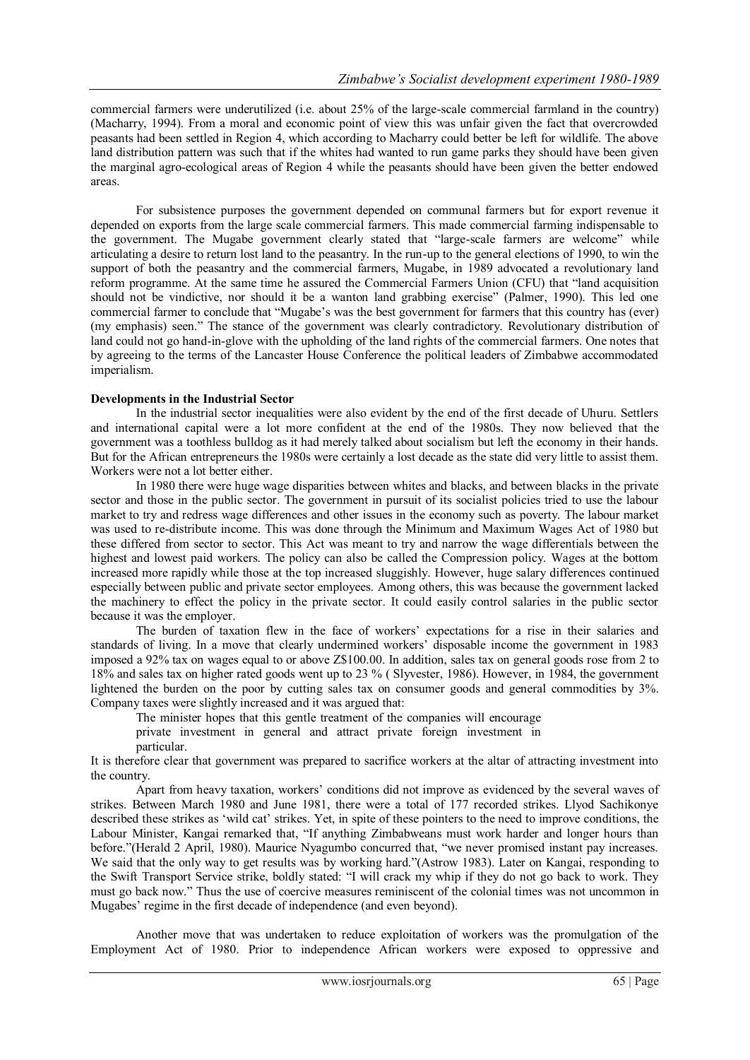commercial farmers were underutilized (i.e. about 25% of the large-scale commercial farmland in the country) (Macharry, 1994). From a moral and economic point of view this was unfair given the fact that overcrowded peasants had been settled in Region 4, which according to Macharry could better be left for wildlife. The above land distribution pattern was such that if the whites had wanted to run game parks they should have been given the marginal agro-ecological areas of Region 4 while the peasants should have been given the better endowed areas.

For subsistence purposes the government depended on communal farmers but for export revenue it depended on exports from the large scale commercial farmers. This made commercial farming indispensable to the government. The Mugabe government clearly stated that "large-scale farmers are welcome" while articulating a desire to return lost land to the peasantry. In the run-up to the general elections of 1990, to win the support of both the peasantry and the commercial farmers, Mugabe, in 1989 advocated a revolutionary land reform programme. At the same time he assured the Commercial Farmers Union (CFU) that "land acquisition should not be vindictive, nor should it be a wanton land grabbing exercise" (Palmer, 1990). This led one commercial farmer to conclude that "Mugabe's was the best government for farmers that this country has (ever) (my emphasis) seen." The stance of the government was clearly contradictory. Revolutionary distribution of land could not go hand-in-glove with the upholding of the land rights of the commercial farmers. One notes that by agreeing to the terms of the Lancaster House Conference the political leaders of Zimbabwe accommodated imperialism.

**Developments in the Industrial Sector**

In the industrial sector inequalities were also evident by the end of the first decade of Uhuru. Settlers and international capital were a lot more confident at the end of the 1980s. They now believed that the government was a toothless bulldog as it had merely talked about socialism but left the economy in their hands. But for the African entrepreneurs the 1980s were certainly a lost decade as the state did very little to assist them. Workers were not a lot better either.

In 1980 there were huge wage disparities between whites and blacks, and between blacks in the private sector and those in the public sector. The government in pursuit of its socialist policies tried to use the labour market to try and redress wage differences and other issues in the economy such as poverty. The labour market was used to re-distribute income. This was done through the Minimum and Maximum Wages Act of 1980 but these differed from sector to sector. This Act was meant to try and narrow the wage differentials between the highest and lowest paid workers. The policy can also be called the Compression policy. Wages at the bottom increased more rapidly while those at the top increased sluggishly. However, huge salary differences continued especially between public and private sector employees. Among others, this was because the government lacked the machinery to effect the policy in the private sector. It could easily control salaries in the public sector because it was the employer.

The burden of taxation flew in the face of workers' expectations for a rise in their salaries and standards of living. In a move that clearly undermined workers' disposable income the government in 1983 imposed a 92% tax on wages equal to or above Z$100.00. In addition, sales tax on general goods rose from 2 to 18% and sales tax on higher rated goods went up to 23 % ( Slyvester, 1986). However, in 1984, the government lightened the burden on the poor by cutting sales tax on consumer goods and general commodities by 3%. Company taxes were slightly increased and it was argued that:

> The minister hopes that this gentle treatment of the companies will encourage private investment in general and attract private foreign investment in particular.

It is therefore clear that government was prepared to sacrifice workers at the altar of attracting investment into the country.

Apart from heavy taxation, workers' conditions did not improve as evidenced by the several waves of strikes. Between March 1980 and June 1981, there were a total of 177 recorded strikes. Llyod Sachikonye described these strikes as 'wild cat' strikes. Yet, in spite of these pointers to the need to improve conditions, the Labour Minister, Kangai remarked that, "If anything Zimbabweans must work harder and longer hours than before."(Herald 2 April, 1980). Maurice Nyagumbo concurred that, "we never promised instant pay increases. We said that the only way to get results was by working hard."(Astrow 1983). Later on Kangai, responding to the Swift Transport Service strike, boldly stated: "I will crack my whip if they do not go back to work. They must go back now." Thus the use of coercive measures reminiscent of the colonial times was not uncommon in Mugabes' regime in the first decade of independence (and even beyond).

Another move that was undertaken to reduce exploitation of workers was the promulgation of the Employment Act of 1980. Prior to independence African workers were exposed to oppressive and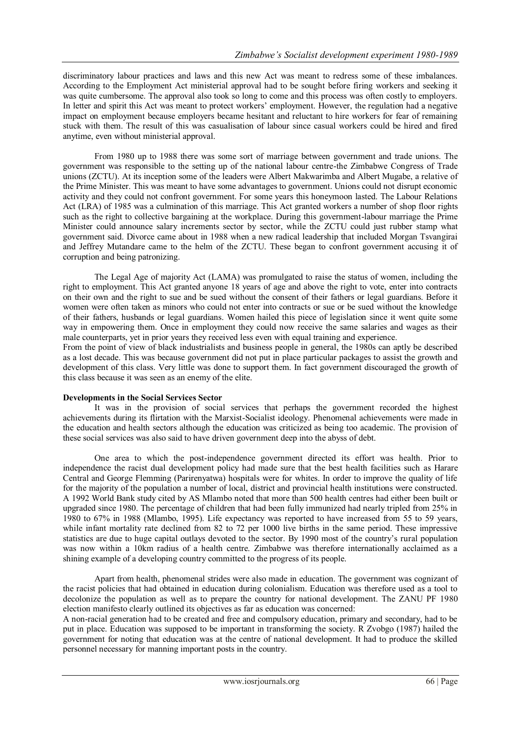discriminatory labour practices and laws and this new Act was meant to redress some of these imbalances. According to the Employment Act ministerial approval had to be sought before firing workers and seeking it was quite cumbersome. The approval also took so long to come and this process was often costly to employers. In letter and spirit this Act was meant to protect workers' employment. However, the regulation had a negative impact on employment because employers became hesitant and reluctant to hire workers for fear of remaining stuck with them. The result of this was casualisation of labour since casual workers could be hired and fired anytime, even without ministerial approval.

From 1980 up to 1988 there was some sort of marriage between government and trade unions. The government was responsible to the setting up of the national labour centre-the Zimbabwe Congress of Trade unions (ZCTU). At its inception some of the leaders were Albert Makwarimba and Albert Mugabe, a relative of the Prime Minister. This was meant to have some advantages to government. Unions could not disrupt economic activity and they could not confront government. For some years this honeymoon lasted. The Labour Relations Act (LRA) of 1985 was a culmination of this marriage. This Act granted workers a number of shop floor rights such as the right to collective bargaining at the workplace. During this government-labour marriage the Prime Minister could announce salary increments sector by sector, while the ZCTU could just rubber stamp what government said. Divorce came about in 1988 when a new radical leadership that included Morgan Tsvangirai and Jeffrey Mutandare came to the helm of the ZCTU. These began to confront government accusing it of corruption and being patronizing.

The Legal Age of majority Act (LAMA) was promulgated to raise the status of women, including the right to employment. This Act granted anyone 18 years of age and above the right to vote, enter into contracts on their own and the right to sue and be sued without the consent of their fathers or legal guardians. Before it women were often taken as minors who could not enter into contracts or sue or be sued without the knowledge of their fathers, husbands or legal guardians. Women hailed this piece of legislation since it went quite some way in empowering them. Once in employment they could now receive the same salaries and wages as their male counterparts, yet in prior years they received less even with equal training and experience.

From the point of view of black industrialists and business people in general, the 1980s can aptly be described as a lost decade. This was because government did not put in place particular packages to assist the growth and development of this class. Very little was done to support them. In fact government discouraged the growth of this class because it was seen as an enemy of the elite.

**Developments in the Social Services Sector**

It was in the provision of social services that perhaps the government recorded the highest achievements during its flirtation with the Marxist-Socialist ideology. Phenomenal achievements were made in the education and health sectors although the education was criticized as being too academic. The provision of these social services was also said to have driven government deep into the abyss of debt.

One area to which the post-independence government directed its effort was health. Prior to independence the racist dual development policy had made sure that the best health facilities such as Harare Central and George Flemming (Parirenyatwa) hospitals were for whites. In order to improve the quality of life for the majority of the population a number of local, district and provincial health institutions were constructed. A 1992 World Bank study cited by AS Mlambo noted that more than 500 health centres had either been built or upgraded since 1980. The percentage of children that had been fully immunized had nearly tripled from 25% in 1980 to 67% in 1988 (Mlambo, 1995). Life expectancy was reported to have increased from 55 to 59 years, while infant mortality rate declined from 82 to 72 per 1000 live births in the same period. These impressive statistics are due to huge capital outlays devoted to the sector. By 1990 most of the country's rural population was now within a 10km radius of a health centre. Zimbabwe was therefore internationally acclaimed as a shining example of a developing country committed to the progress of its people.

Apart from health, phenomenal strides were also made in education. The government was cognizant of the racist policies that had obtained in education during colonialism. Education was therefore used as a tool to decolonize the population as well as to prepare the country for national development. The ZANU PF 1980 election manifesto clearly outlined its objectives as far as education was concerned:

A non-racial generation had to be created and free and compulsory education, primary and secondary, had to be put in place. Education was supposed to be important in transforming the society. R Zvobgo (1987) hailed the government for noting that education was at the centre of national development. It had to produce the skilled personnel necessary for manning important posts in the country.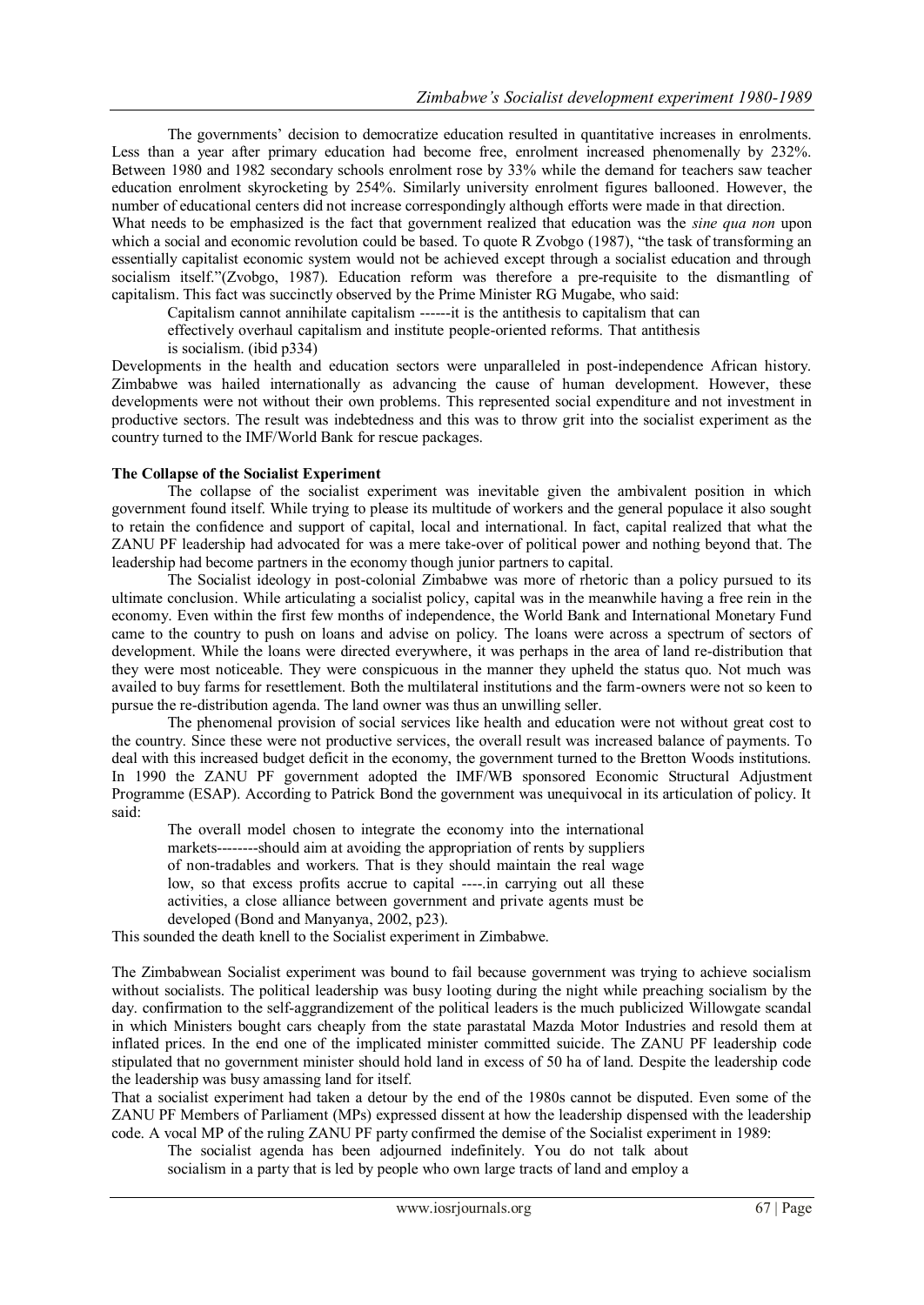The governments' decision to democratize education resulted in quantitative increases in enrolments. Less than a year after primary education had become free, enrolment increased phenomenally by 232%. Between 1980 and 1982 secondary schools enrolment rose by 33% while the demand for teachers saw teacher education enrolment skyrocketing by 254%. Similarly university enrolment figures ballooned. However, the number of educational centers did not increase correspondingly although efforts were made in that direction.

What needs to be emphasized is the fact that government realized that education was the *sine qua non* upon which a social and economic revolution could be based. To quote R Zvobgo (1987), "the task of transforming an essentially capitalist economic system would not be achieved except through a socialist education and through socialism itself."(Zvobgo, 1987). Education reform was therefore a pre-requisite to the dismantling of capitalism. This fact was succinctly observed by the Prime Minister RG Mugabe, who said:

> Capitalism cannot annihilate capitalism ------it is the antithesis to capitalism that can effectively overhaul capitalism and institute people-oriented reforms. That antithesis is socialism. (ibid p334)

Developments in the health and education sectors were unparalleled in post-independence African history. Zimbabwe was hailed internationally as advancing the cause of human development. However, these developments were not without their own problems. This represented social expenditure and not investment in productive sectors. The result was indebtedness and this was to throw grit into the socialist experiment as the country turned to the IMF/World Bank for rescue packages.

**The Collapse of the Socialist Experiment**

The collapse of the socialist experiment was inevitable given the ambivalent position in which government found itself. While trying to please its multitude of workers and the general populace it also sought to retain the confidence and support of capital, local and international. In fact, capital realized that what the ZANU PF leadership had advocated for was a mere take-over of political power and nothing beyond that. The leadership had become partners in the economy though junior partners to capital.

The Socialist ideology in post-colonial Zimbabwe was more of rhetoric than a policy pursued to its ultimate conclusion. While articulating a socialist policy, capital was in the meanwhile having a free rein in the economy. Even within the first few months of independence, the World Bank and International Monetary Fund came to the country to push on loans and advise on policy. The loans were across a spectrum of sectors of development. While the loans were directed everywhere, it was perhaps in the area of land re-distribution that they were most noticeable. They were conspicuous in the manner they upheld the status quo. Not much was availed to buy farms for resettlement. Both the multilateral institutions and the farm-owners were not so keen to pursue the re-distribution agenda. The land owner was thus an unwilling seller.

The phenomenal provision of social services like health and education were not without great cost to the country. Since these were not productive services, the overall result was increased balance of payments. To deal with this increased budget deficit in the economy, the government turned to the Bretton Woods institutions. In 1990 the ZANU PF government adopted the IMF/WB sponsored Economic Structural Adjustment Programme (ESAP). According to Patrick Bond the government was unequivocal in its articulation of policy. It said:

> The overall model chosen to integrate the economy into the international markets--------should aim at avoiding the appropriation of rents by suppliers of non-tradables and workers. That is they should maintain the real wage low, so that excess profits accrue to capital ----.in carrying out all these activities, a close alliance between government and private agents must be developed (Bond and Manyanya, 2002, p23).

This sounded the death knell to the Socialist experiment in Zimbabwe.

The Zimbabwean Socialist experiment was bound to fail because government was trying to achieve socialism without socialists. The political leadership was busy looting during the night while preaching socialism by the day. confirmation to the self-aggrandizement of the political leaders is the much publicized Willowgate scandal in which Ministers bought cars cheaply from the state parastatal Mazda Motor Industries and resold them at inflated prices. In the end one of the implicated minister committed suicide. The ZANU PF leadership code stipulated that no government minister should hold land in excess of 50 ha of land. Despite the leadership code the leadership was busy amassing land for itself.

That a socialist experiment had taken a detour by the end of the 1980s cannot be disputed. Even some of the ZANU PF Members of Parliament (MPs) expressed dissent at how the leadership dispensed with the leadership code. A vocal MP of the ruling ZANU PF party confirmed the demise of the Socialist experiment in 1989:

> The socialist agenda has been adjourned indefinitely. You do not talk about socialism in a party that is led by people who own large tracts of land and employ a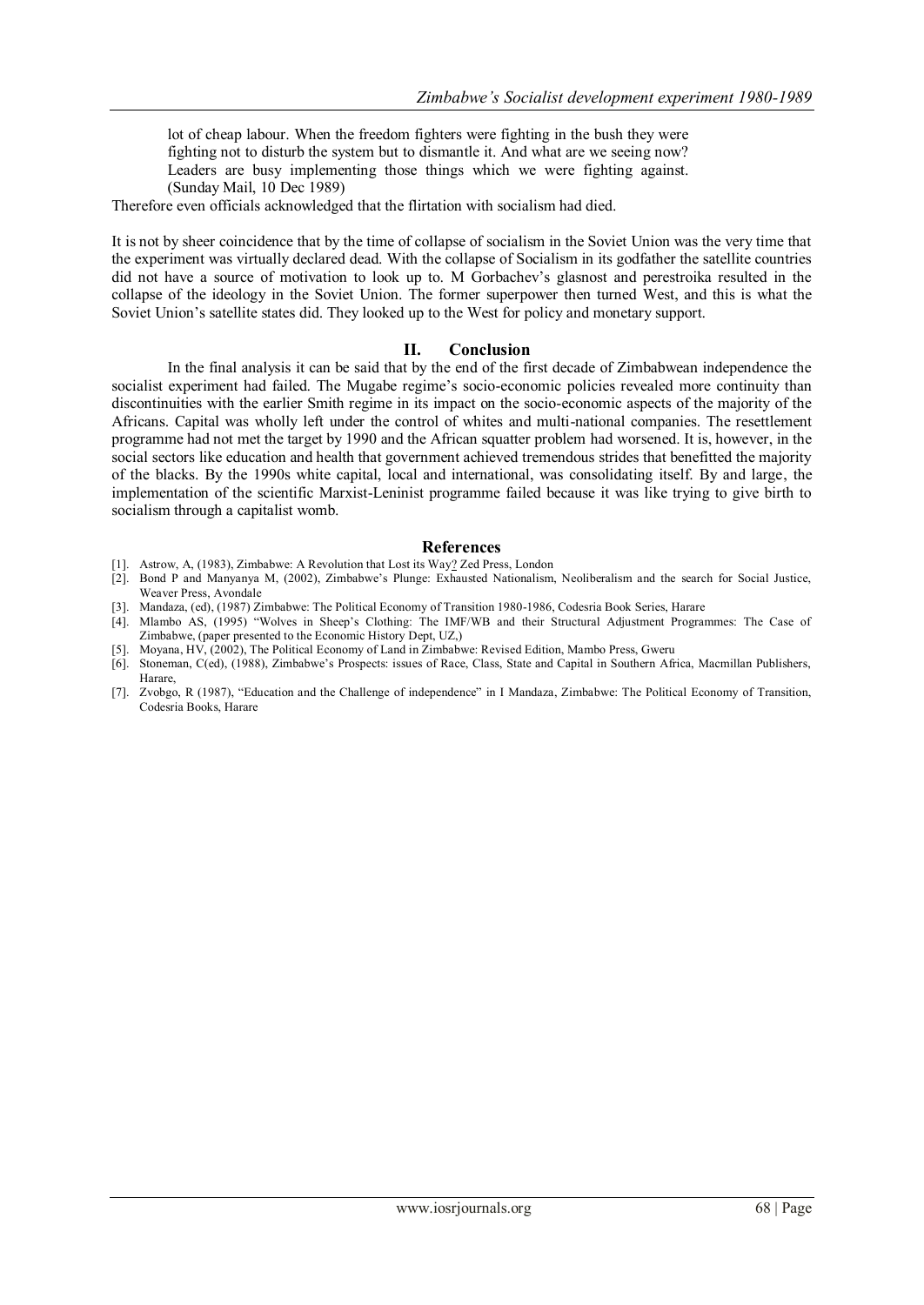> lot of cheap labour. When the freedom fighters were fighting in the bush they were fighting not to disturb the system but to dismantle it. And what are we seeing now? Leaders are busy implementing those things which we were fighting against. (Sunday Mail, 10 Dec 1989)

Therefore even officials acknowledged that the flirtation with socialism had died.

It is not by sheer coincidence that by the time of collapse of socialism in the Soviet Union was the very time that the experiment was virtually declared dead. With the collapse of Socialism in its godfather the satellite countries did not have a source of motivation to look up to. M Gorbachev's glasnost and perestroika resulted in the collapse of the ideology in the Soviet Union. The former superpower then turned West, and this is what the Soviet Union's satellite states did. They looked up to the West for policy and monetary support.

## II. Conclusion

In the final analysis it can be said that by the end of the first decade of Zimbabwean independence the socialist experiment had failed. The Mugabe regime's socio-economic policies revealed more continuity than discontinuities with the earlier Smith regime in its impact on the socio-economic aspects of the majority of the Africans. Capital was wholly left under the control of whites and multi-national companies. The resettlement programme had not met the target by 1990 and the African squatter problem had worsened. It is, however, in the social sectors like education and health that government achieved tremendous strides that benefitted the majority of the blacks. By the 1990s white capital, local and international, was consolidating itself. By and large, the implementation of the scientific Marxist-Leninist programme failed because it was like trying to give birth to socialism through a capitalist womb.

## References

[1]. Astrow, A, (1983), Zimbabwe: A Revolution that Lost its Way? Zed Press, London

[2]. Bond P and Manyanya M, (2002), Zimbabwe's Plunge: Exhausted Nationalism, Neoliberalism and the search for Social Justice, Weaver Press, Avondale

[3]. Mandaza, (ed), (1987) Zimbabwe: The Political Economy of Transition 1980-1986, Codesria Book Series, Harare

[4]. Mlambo AS, (1995) "Wolves in Sheep's Clothing: The IMF/WB and their Structural Adjustment Programmes: The Case of Zimbabwe, (paper presented to the Economic History Dept, UZ,)

[5]. Moyana, HV, (2002), The Political Economy of Land in Zimbabwe: Revised Edition, Mambo Press, Gweru

[6]. Stoneman, C(ed), (1988), Zimbabwe's Prospects: issues of Race, Class, State and Capital in Southern Africa, Macmillan Publishers, Harare,

[7]. Zvobgo, R (1987), "Education and the Challenge of independence" in I Mandaza, Zimbabwe: The Political Economy of Transition, Codesria Books, Harare